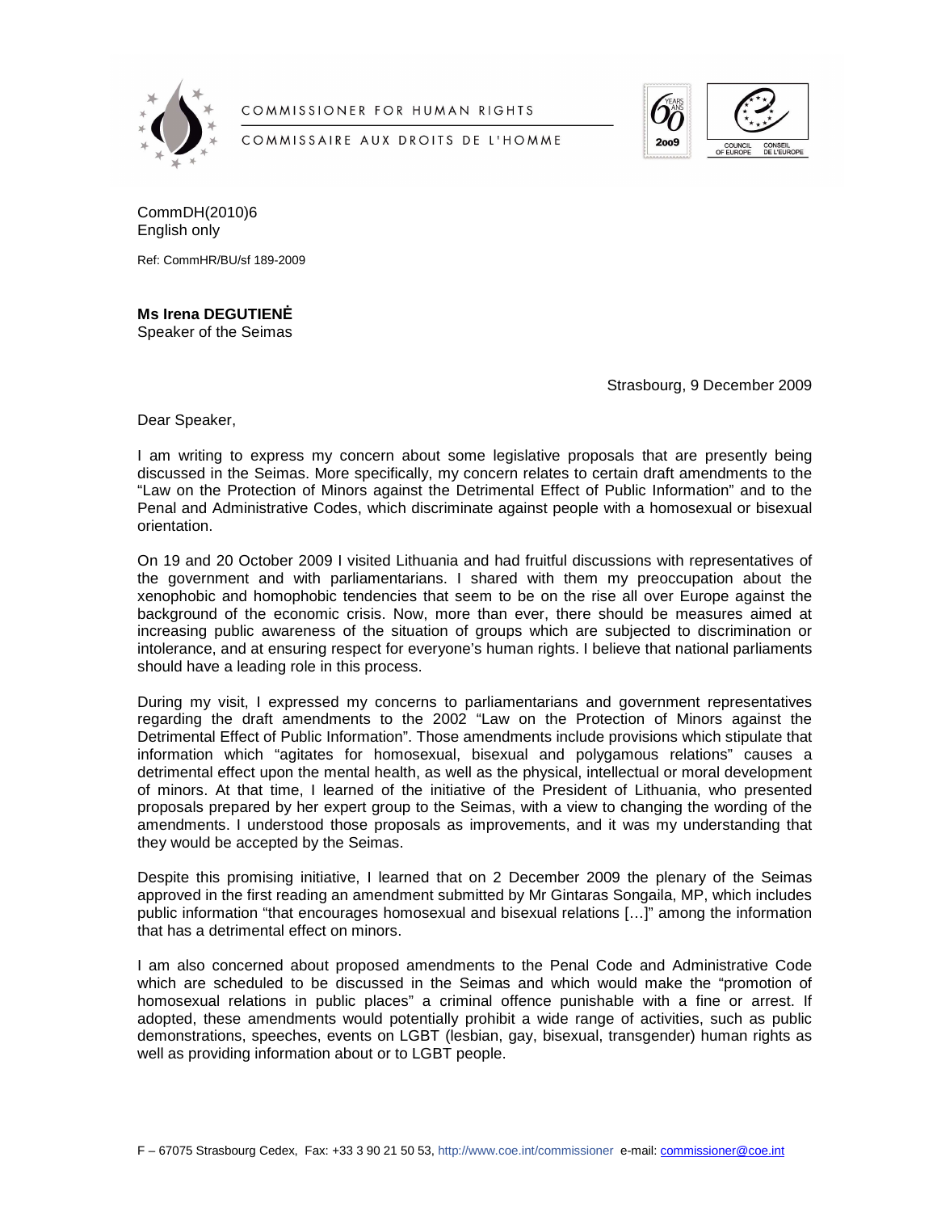COMMISSIONER FOR HUMAN RIGHTS

COMMISSAIRE AUX DROITS DE L'HOMME

CommDH(2010)6
English only

Ref: CommHR/BU/sf 189-2009

**Ms Irena DEGUTIENĖ**
Speaker of the Seimas

Strasbourg, 9 December 2009

Dear Speaker,

I am writing to express my concern about some legislative proposals that are presently being discussed in the Seimas. More specifically, my concern relates to certain draft amendments to the "Law on the Protection of Minors against the Detrimental Effect of Public Information" and to the Penal and Administrative Codes, which discriminate against people with a homosexual or bisexual orientation.

On 19 and 20 October 2009 I visited Lithuania and had fruitful discussions with representatives of the government and with parliamentarians. I shared with them my preoccupation about the xenophobic and homophobic tendencies that seem to be on the rise all over Europe against the background of the economic crisis. Now, more than ever, there should be measures aimed at increasing public awareness of the situation of groups which are subjected to discrimination or intolerance, and at ensuring respect for everyone's human rights. I believe that national parliaments should have a leading role in this process.

During my visit, I expressed my concerns to parliamentarians and government representatives regarding the draft amendments to the 2002 "Law on the Protection of Minors against the Detrimental Effect of Public Information". Those amendments include provisions which stipulate that information which "agitates for homosexual, bisexual and polygamous relations" causes a detrimental effect upon the mental health, as well as the physical, intellectual or moral development of minors. At that time, I learned of the initiative of the President of Lithuania, who presented proposals prepared by her expert group to the Seimas, with a view to changing the wording of the amendments. I understood those proposals as improvements, and it was my understanding that they would be accepted by the Seimas.

Despite this promising initiative, I learned that on 2 December 2009 the plenary of the Seimas approved in the first reading an amendment submitted by Mr Gintaras Songaila, MP, which includes public information "that encourages homosexual and bisexual relations […]" among the information that has a detrimental effect on minors.

I am also concerned about proposed amendments to the Penal Code and Administrative Code which are scheduled to be discussed in the Seimas and which would make the "promotion of homosexual relations in public places" a criminal offence punishable with a fine or arrest. If adopted, these amendments would potentially prohibit a wide range of activities, such as public demonstrations, speeches, events on LGBT (lesbian, gay, bisexual, transgender) human rights as well as providing information about or to LGBT people.

F – 67075 Strasbourg Cedex, Fax: +33 3 90 21 50 53, http://www.coe.int/commissioner e-mail: commissioner@coe.int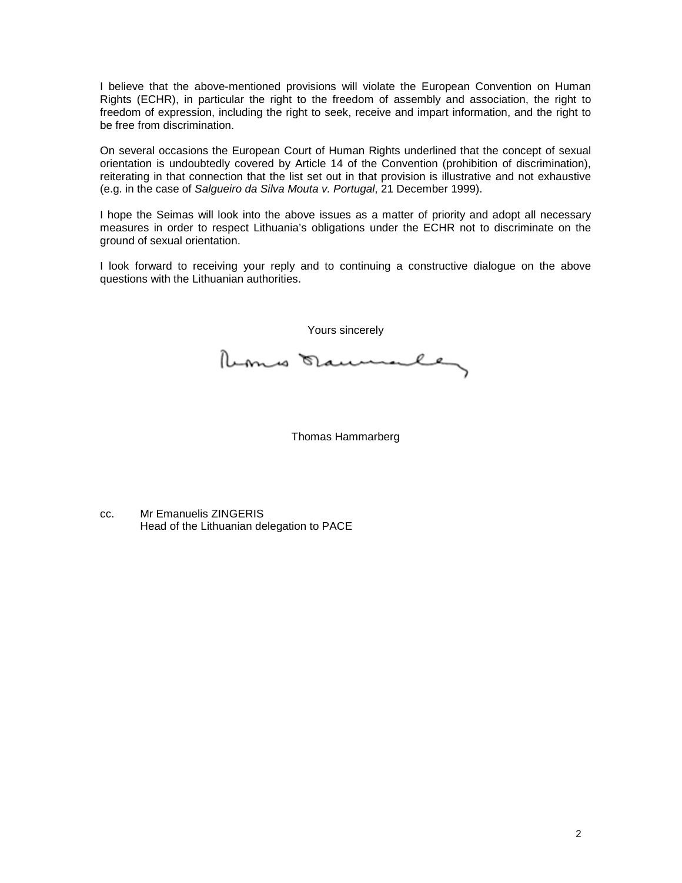I believe that the above-mentioned provisions will violate the European Convention on Human Rights (ECHR), in particular the right to the freedom of assembly and association, the right to freedom of expression, including the right to seek, receive and impart information, and the right to be free from discrimination.

On several occasions the European Court of Human Rights underlined that the concept of sexual orientation is undoubtedly covered by Article 14 of the Convention (prohibition of discrimination), reiterating in that connection that the list set out in that provision is illustrative and not exhaustive (e.g. in the case of *Salgueiro da Silva Mouta v. Portugal*, 21 December 1999).

I hope the Seimas will look into the above issues as a matter of priority and adopt all necessary measures in order to respect Lithuania's obligations under the ECHR not to discriminate on the ground of sexual orientation.

I look forward to receiving your reply and to continuing a constructive dialogue on the above questions with the Lithuanian authorities.

Yours sincerely

Thomas Hammarberg

cc. Mr Emanuelis ZINGERIS
Head of the Lithuanian delegation to PACE